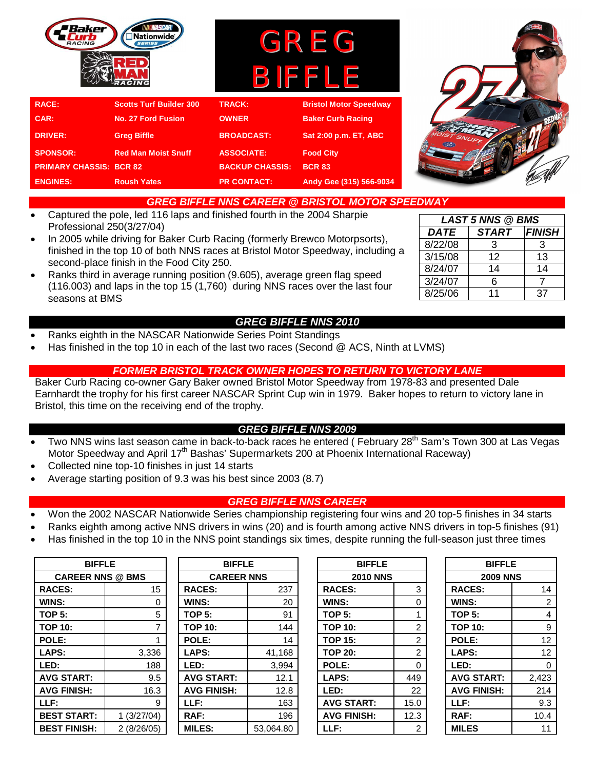# GREG BIFFLE

| RACE: | Scotts Turf Builder 300 | TRACK: | Bristol Motor Speedway |
|---|---|---|---|
| CAR: | No. 27 Ford Fusion | OWNER | Baker Curb Racing |
| DRIVER: | Greg Biffle | BROADCAST: | Sat 2:00 p.m. ET, ABC |
| SPONSOR: | Red Man Moist Snuff | ASSOCIATE: | Food City |
| PRIMARY CHASSIS: | BCR 82 | BACKUP CHASSIS: | BCR 83 |
| ENGINES: | Roush Yates | PR CONTACT: | Andy Gee (315) 566-9034 |

## GREG BIFFLE NNS CAREER @ BRISTOL MOTOR SPEEDWAY

- Captured the pole, led 116 laps and finished fourth in the 2004 Sharpie Professional 250(3/27/04)
- In 2005 while driving for Baker Curb Racing (formerly Brewco Motorsports), finished in the top 10 of both NNS races at Bristol Motor Speedway, including a second-place finish in the Food City 250.
- Ranks third in average running position (9.605), average green flag speed (116.003) and laps in the top 15 (1,760) during NNS races over the last four seasons at BMS

| *LAST 5 NNS @ BMS* | | |
|---|---|---|
| *DATE* | *START* | *FINISH* |
| 8/22/08 | 3 | 3 |
| 3/15/08 | 12 | 13 |
| 8/24/07 | 14 | 14 |
| 3/24/07 | 6 | 7 |
| 8/25/06 | 11 | 37 |

## GREG BIFFLE NNS 2010

- Ranks eighth in the NASCAR Nationwide Series Point Standings
- Has finished in the top 10 in each of the last two races (Second @ ACS, Ninth at LVMS)

## FORMER BRISTOL TRACK OWNER HOPES TO RETURN TO VICTORY LANE

Baker Curb Racing co-owner Gary Baker owned Bristol Motor Speedway from 1978-83 and presented Dale Earnhardt the trophy for his first career NASCAR Sprint Cup win in 1979. Baker hopes to return to victory lane in Bristol, this time on the receiving end of the trophy.

## GREG BIFFLE NNS 2009

- Two NNS wins last season came in back-to-back races he entered ( February 28th Sam's Town 300 at Las Vegas Motor Speedway and April 17th Bashas' Supermarkets 200 at Phoenix International Raceway)
- Collected nine top-10 finishes in just 14 starts
- Average starting position of 9.3 was his best since 2003 (8.7)

## GREG BIFFLE NNS CAREER

- Won the 2002 NASCAR Nationwide Series championship registering four wins and 20 top-5 finishes in 34 starts
- Ranks eighth among active NNS drivers in wins (20) and is fourth among active NNS drivers in top-5 finishes (91)
- Has finished in the top 10 in the NNS point standings six times, despite running the full-season just three times

| BIFFLE | |
|---|---|
| CAREER NNS @ BMS | |
| RACES: | 15 |
| WINS: | 0 |
| TOP 5: | 5 |
| TOP 10: | 7 |
| POLE: | 1 |
| LAPS: | 3,336 |
| LED: | 188 |
| AVG START: | 9.5 |
| AVG FINISH: | 16.3 |
| LLF: | 9 |
| BEST START: | 1 (3/27/04) |
| BEST FINISH: | 2 (8/26/05) |

| BIFFLE | |
|---|---|
| CAREER NNS | |
| RACES: | 237 |
| WINS: | 20 |
| TOP 5: | 91 |
| TOP 10: | 144 |
| POLE: | 14 |
| LAPS: | 41,168 |
| LED: | 3,994 |
| AVG START: | 12.1 |
| AVG FINISH: | 12.8 |
| LLF: | 163 |
| RAF: | 196 |
| MILES: | 53,064.80 |

| BIFFLE | |
|---|---|
| 2010 NNS | |
| RACES: | 3 |
| WINS: | 0 |
| TOP 5: | 1 |
| TOP 10: | 2 |
| TOP 15: | 2 |
| TOP 20: | 2 |
| POLE: | 0 |
| LAPS: | 449 |
| LED: | 22 |
| AVG START: | 15.0 |
| AVG FINISH: | 12.3 |
| LLF: | 2 |

| BIFFLE | |
|---|---|
| 2009 NNS | |
| RACES: | 14 |
| WINS: | 2 |
| TOP 5: | 4 |
| TOP 10: | 9 |
| POLE: | 12 |
| LAPS: | 12 |
| LED: | 0 |
| AVG START: | 2,423 |
| AVG FINISH: | 214 |
| LLF: | 9.3 |
| RAF: | 10.4 |
| MILES | 11 |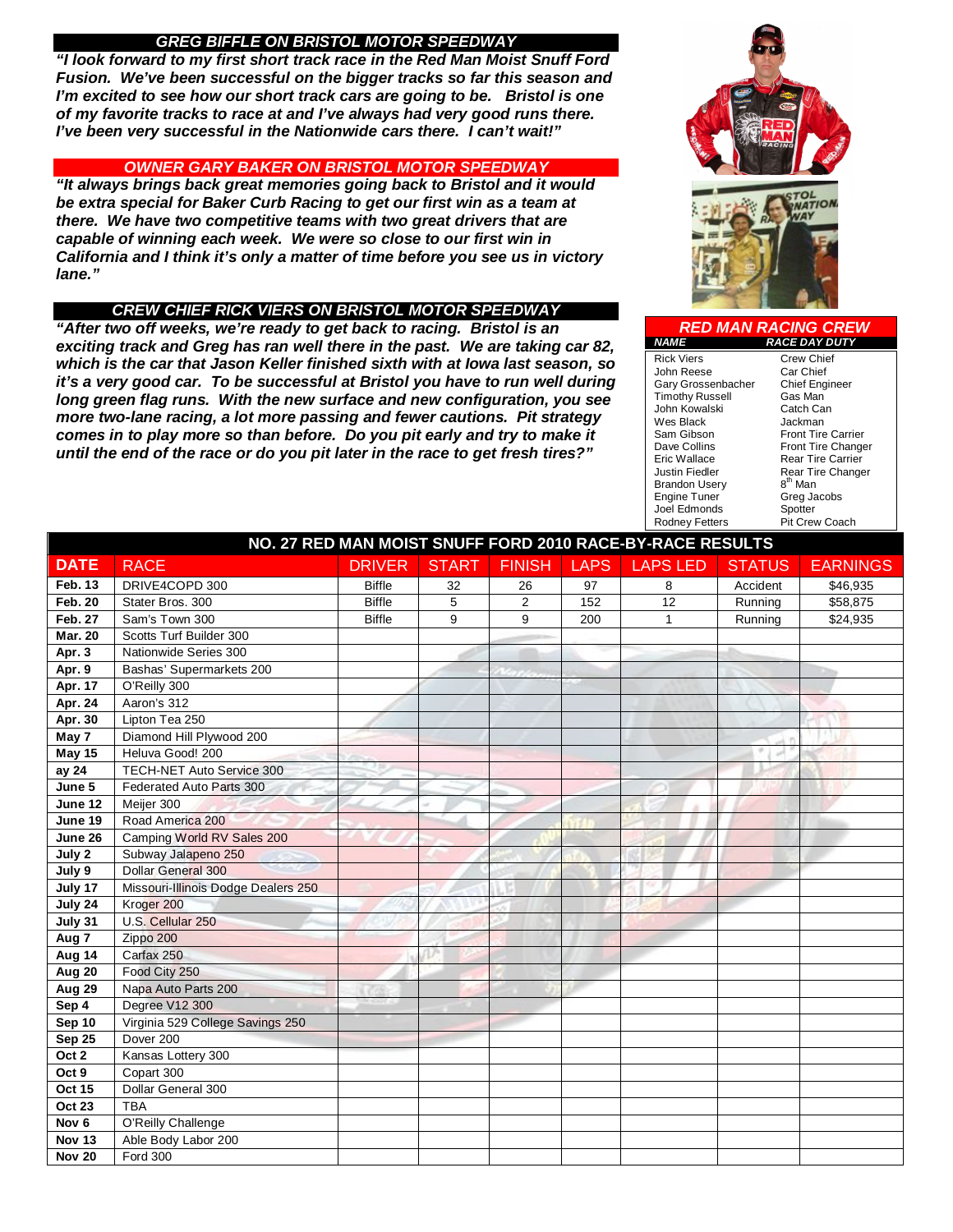## GREG BIFFLE ON BRISTOL MOTOR SPEEDWAY

***"I look forward to my first short track race in the Red Man Moist Snuff Ford Fusion. We've been successful on the bigger tracks so far this season and I'm excited to see how our short track cars are going to be. Bristol is one of my favorite tracks to race at and I've always had very good runs there. I've been very successful in the Nationwide cars there. I can't wait!"***

## OWNER GARY BAKER ON BRISTOL MOTOR SPEEDWAY

***"It always brings back great memories going back to Bristol and it would be extra special for Baker Curb Racing to get our first win as a team at there. We have two competitive teams with two great drivers that are capable of winning each week. We were so close to our first win in California and I think it's only a matter of time before you see us in victory lane."***

## CREW CHIEF RICK VIERS ON BRISTOL MOTOR SPEEDWAY

***"After two off weeks, we're ready to get back to racing. Bristol is an exciting track and Greg has ran well there in the past. We are taking car 82, which is the car that Jason Keller finished sixth with at Iowa last season, so it's a very good car. To be successful at Bristol you have to run well during long green flag runs. With the new surface and new configuration, you see more two-lane racing, a lot more passing and fewer cautions. Pit strategy comes in to play more so than before. Do you pit early and try to make it until the end of the race or do you pit later in the race to get fresh tires?"***

## RED MAN RACING CREW

| NAME | RACE DAY DUTY |
|---|---|
| Rick Viers | Crew Chief |
| John Reese | Car Chief |
| Gary Grossenbacher | Chief Engineer |
| Timothy Russell | Gas Man |
| John Kowalski | Catch Can |
| Wes Black | Jackman |
| Sam Gibson | Front Tire Carrier |
| Dave Collins | Front Tire Changer |
| Eric Wallace | Rear Tire Carrier |
| Justin Fiedler | Rear Tire Changer |
| Brandon Usery | 8th Man |
| Engine Tuner | Greg Jacobs |
| Joel Edmonds | Spotter |
| Rodney Fetters | Pit Crew Coach |

## NO. 27 RED MAN MOIST SNUFF FORD 2010 RACE-BY-RACE RESULTS

| DATE | RACE | DRIVER | START | FINISH | LAPS | LAPS LED | STATUS | EARNINGS |
|---|---|---|---|---|---|---|---|---|
| Feb. 13 | DRIVE4COPD 300 | Biffle | 32 | 26 | 97 | 8 | Accident | $46,935 |
| Feb. 20 | Stater Bros. 300 | Biffle | 5 | 2 | 152 | 12 | Running | $58,875 |
| Feb. 27 | Sam's Town 300 | Biffle | 9 | 9 | 200 | 1 | Running | $24,935 |
| Mar. 20 | Scotts Turf Builder 300 | | | | | | | |
| Apr. 3 | Nationwide Series 300 | | | | | | | |
| Apr. 9 | Bashas' Supermarkets 200 | | | | | | | |
| Apr. 17 | O'Reilly 300 | | | | | | | |
| Apr. 24 | Aaron's 312 | | | | | | | |
| Apr. 30 | Lipton Tea 250 | | | | | | | |
| May 7 | Diamond Hill Plywood 200 | | | | | | | |
| May 15 | Heluva Good! 200 | | | | | | | |
| ay 24 | TECH-NET Auto Service 300 | | | | | | | |
| June 5 | Federated Auto Parts 300 | | | | | | | |
| June 12 | Meijer 300 | | | | | | | |
| June 19 | Road America 200 | | | | | | | |
| June 26 | Camping World RV Sales 200 | | | | | | | |
| July 2 | Subway Jalapeno 250 | | | | | | | |
| July 9 | Dollar General 300 | | | | | | | |
| July 17 | Missouri-Illinois Dodge Dealers 250 | | | | | | | |
| July 24 | Kroger 200 | | | | | | | |
| July 31 | U.S. Cellular 250 | | | | | | | |
| Aug 7 | Zippo 200 | | | | | | | |
| Aug 14 | Carfax 250 | | | | | | | |
| Aug 20 | Food City 250 | | | | | | | |
| Aug 29 | Napa Auto Parts 200 | | | | | | | |
| Sep 4 | Degree V12 300 | | | | | | | |
| Sep 10 | Virginia 529 College Savings 250 | | | | | | | |
| Sep 25 | Dover 200 | | | | | | | |
| Oct 2 | Kansas Lottery 300 | | | | | | | |
| Oct 9 | Copart 300 | | | | | | | |
| Oct 15 | Dollar General 300 | | | | | | | |
| Oct 23 | TBA | | | | | | | |
| Nov 6 | O'Reilly Challenge | | | | | | | |
| Nov 13 | Able Body Labor 200 | | | | | | | |
| Nov 20 | Ford 300 | | | | | | | |